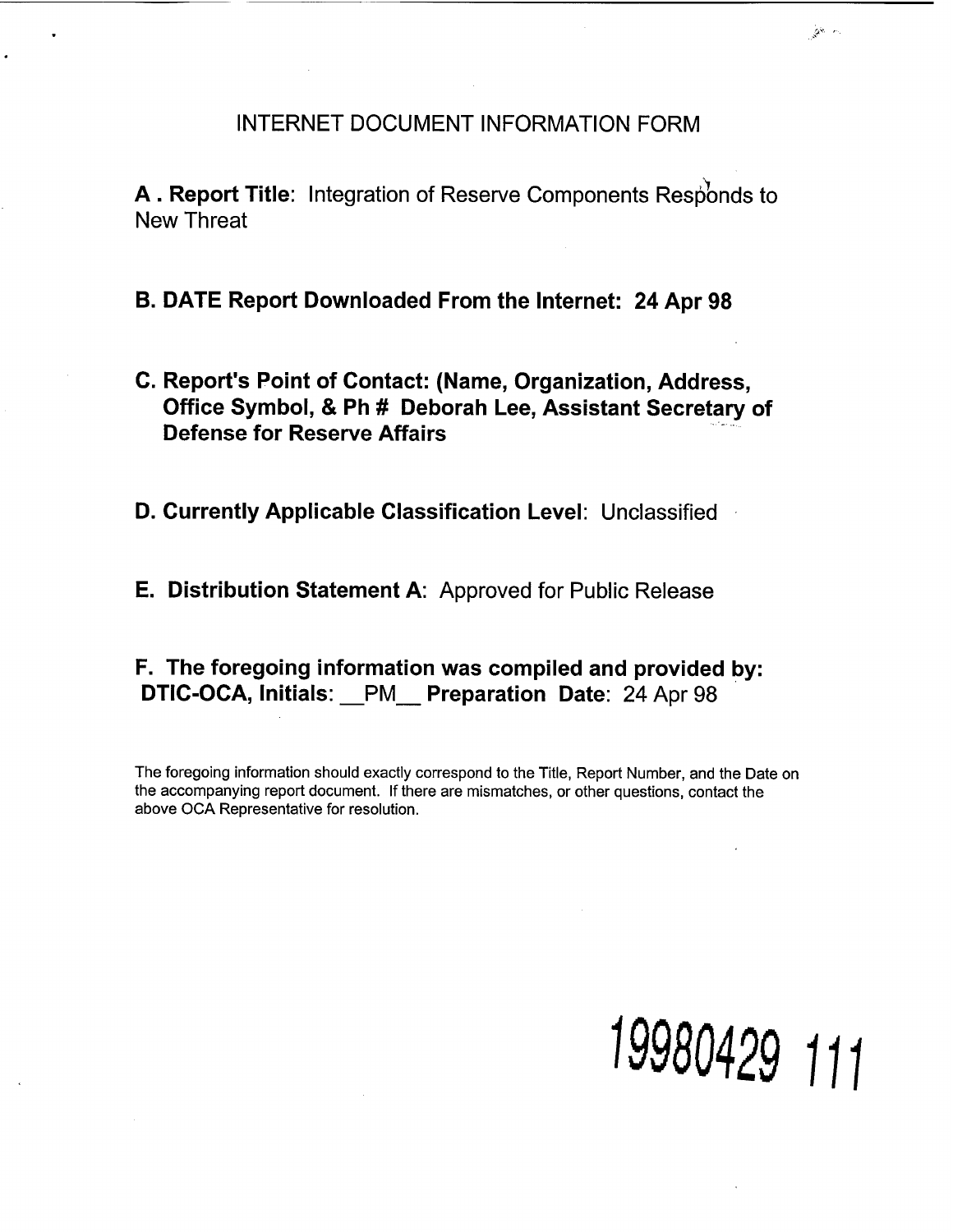# INTERNET DOCUMENT INFORMATION FORM

**A . Report Title**: Integration of Reserve Components Responds to New Threat

**B. DATE Report Downloaded From the Internet: 24 Apr 98**

**C. Report's Point of Contact: (Name, Organization, Address, Office Symbol, & Ph # Deborah Lee, Assistant Secretary of Defense for Reserve Affairs**

**D. Currently Applicable Classification Level**: Unclassified

**E. Distribution Statement A**: Approved for Public Release

**F. The foregoing information was compiled and provided by: DTIC-OCA, Initials**: __PM__ **Preparation Date**: 24 Apr 98

The foregoing information should exactly correspond to the Title, Report Number, and the Date on the accompanying report document. If there are mismatches, or other questions, contact the above OCA Representative for resolution.

19980429 111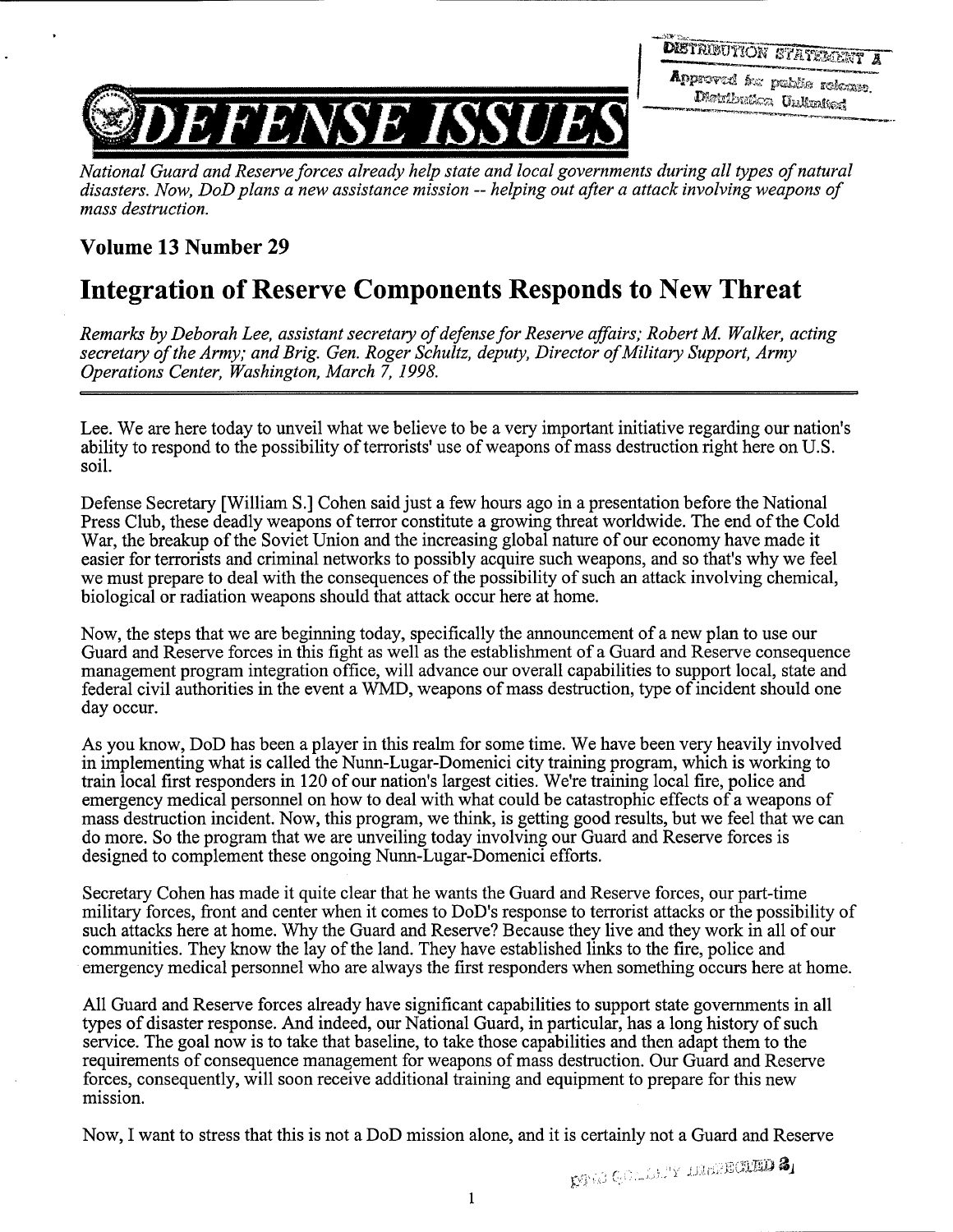DISTRIBUTION STATEMENT A
Approved for public release.
Distribution Unlimited

# DEFENSE ISSUES

*National Guard and Reserve forces already help state and local governments during all types of natural disasters. Now, DoD plans a new assistance mission -- helping out after a attack involving weapons of mass destruction.*

### Volume 13 Number 29

## Integration of Reserve Components Responds to New Threat

*Remarks by Deborah Lee, assistant secretary of defense for Reserve affairs; Robert M. Walker, acting secretary of the Army; and Brig. Gen. Roger Schultz, deputy, Director of Military Support, Army Operations Center, Washington, March 7, 1998.*

---

Lee. We are here today to unveil what we believe to be a very important initiative regarding our nation's ability to respond to the possibility of terrorists' use of weapons of mass destruction right here on U.S. soil.

Defense Secretary [William S.] Cohen said just a few hours ago in a presentation before the National Press Club, these deadly weapons of terror constitute a growing threat worldwide. The end of the Cold War, the breakup of the Soviet Union and the increasing global nature of our economy have made it easier for terrorists and criminal networks to possibly acquire such weapons, and so that's why we feel we must prepare to deal with the consequences of the possibility of such an attack involving chemical, biological or radiation weapons should that attack occur here at home.

Now, the steps that we are beginning today, specifically the announcement of a new plan to use our Guard and Reserve forces in this fight as well as the establishment of a Guard and Reserve consequence management program integration office, will advance our overall capabilities to support local, state and federal civil authorities in the event a WMD, weapons of mass destruction, type of incident should one day occur.

As you know, DoD has been a player in this realm for some time. We have been very heavily involved in implementing what is called the Nunn-Lugar-Domenici city training program, which is working to train local first responders in 120 of our nation's largest cities. We're training local fire, police and emergency medical personnel on how to deal with what could be catastrophic effects of a weapons of mass destruction incident. Now, this program, we think, is getting good results, but we feel that we can do more. So the program that we are unveiling today involving our Guard and Reserve forces is designed to complement these ongoing Nunn-Lugar-Domenici efforts.

Secretary Cohen has made it quite clear that he wants the Guard and Reserve forces, our part-time military forces, front and center when it comes to DoD's response to terrorist attacks or the possibility of such attacks here at home. Why the Guard and Reserve? Because they live and they work in all of our communities. They know the lay of the land. They have established links to the fire, police and emergency medical personnel who are always the first responders when something occurs here at home.

All Guard and Reserve forces already have significant capabilities to support state governments in all types of disaster response. And indeed, our National Guard, in particular, has a long history of such service. The goal now is to take that baseline, to take those capabilities and then adapt them to the requirements of consequence management for weapons of mass destruction. Our Guard and Reserve forces, consequently, will soon receive additional training and equipment to prepare for this new mission.

Now, I want to stress that this is not a DoD mission alone, and it is certainly not a Guard and Reserve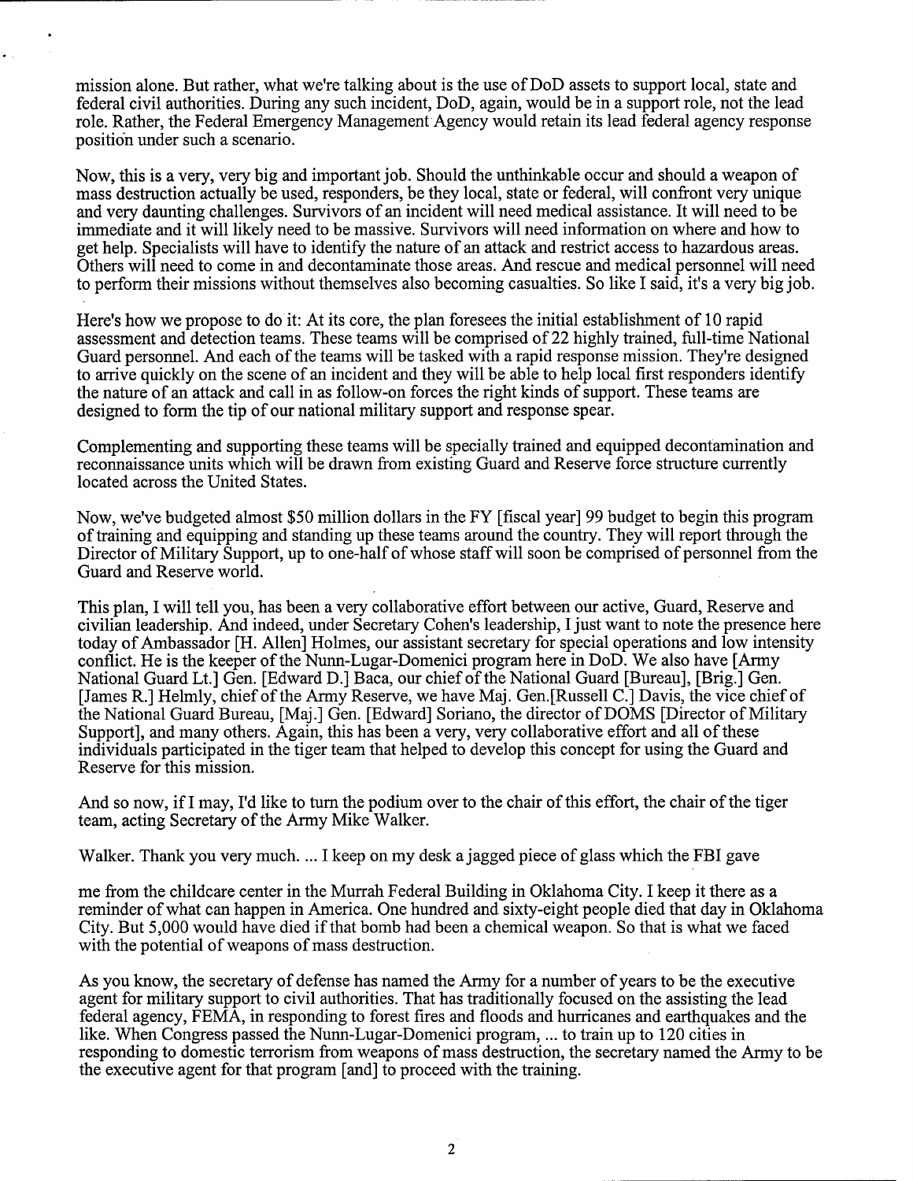mission alone. But rather, what we're talking about is the use of DoD assets to support local, state and federal civil authorities. During any such incident, DoD, again, would be in a support role, not the lead role. Rather, the Federal Emergency Management Agency would retain its lead federal agency response position under such a scenario.

Now, this is a very, very big and important job. Should the unthinkable occur and should a weapon of mass destruction actually be used, responders, be they local, state or federal, will confront very unique and very daunting challenges. Survivors of an incident will need medical assistance. It will need to be immediate and it will likely need to be massive. Survivors will need information on where and how to get help. Specialists will have to identify the nature of an attack and restrict access to hazardous areas. Others will need to come in and decontaminate those areas. And rescue and medical personnel will need to perform their missions without themselves also becoming casualties. So like I said, it's a very big job.

Here's how we propose to do it: At its core, the plan foresees the initial establishment of 10 rapid assessment and detection teams. These teams will be comprised of 22 highly trained, full-time National Guard personnel. And each of the teams will be tasked with a rapid response mission. They're designed to arrive quickly on the scene of an incident and they will be able to help local first responders identify the nature of an attack and call in as follow-on forces the right kinds of support. These teams are designed to form the tip of our national military support and response spear.

Complementing and supporting these teams will be specially trained and equipped decontamination and reconnaissance units which will be drawn from existing Guard and Reserve force structure currently located across the United States.

Now, we've budgeted almost $50 million dollars in the FY [fiscal year] 99 budget to begin this program of training and equipping and standing up these teams around the country. They will report through the Director of Military Support, up to one-half of whose staff will soon be comprised of personnel from the Guard and Reserve world.

This plan, I will tell you, has been a very collaborative effort between our active, Guard, Reserve and civilian leadership. And indeed, under Secretary Cohen's leadership, I just want to note the presence here today of Ambassador [H. Allen] Holmes, our assistant secretary for special operations and low intensity conflict. He is the keeper of the Nunn-Lugar-Domenici program here in DoD. We also have [Army National Guard Lt.] Gen. [Edward D.] Baca, our chief of the National Guard [Bureau], [Brig.] Gen. [James R.] Helmly, chief of the Army Reserve, we have Maj. Gen.[Russell C.] Davis, the vice chief of the National Guard Bureau, [Maj.] Gen. [Edward] Soriano, the director of DOMS [Director of Military Support], and many others. Again, this has been a very, very collaborative effort and all of these individuals participated in the tiger team that helped to develop this concept for using the Guard and Reserve for this mission.

And so now, if I may, I'd like to turn the podium over to the chair of this effort, the chair of the tiger team, acting Secretary of the Army Mike Walker.

Walker. Thank you very much. ... I keep on my desk a jagged piece of glass which the FBI gave me from the childcare center in the Murrah Federal Building in Oklahoma City. I keep it there as a reminder of what can happen in America. One hundred and sixty-eight people died that day in Oklahoma City. But 5,000 would have died if that bomb had been a chemical weapon. So that is what we faced with the potential of weapons of mass destruction.

As you know, the secretary of defense has named the Army for a number of years to be the executive agent for military support to civil authorities. That has traditionally focused on the assisting the lead federal agency, FEMA, in responding to forest fires and floods and hurricanes and earthquakes and the like. When Congress passed the Nunn-Lugar-Domenici program, ... to train up to 120 cities in responding to domestic terrorism from weapons of mass destruction, the secretary named the Army to be the executive agent for that program [and] to proceed with the training.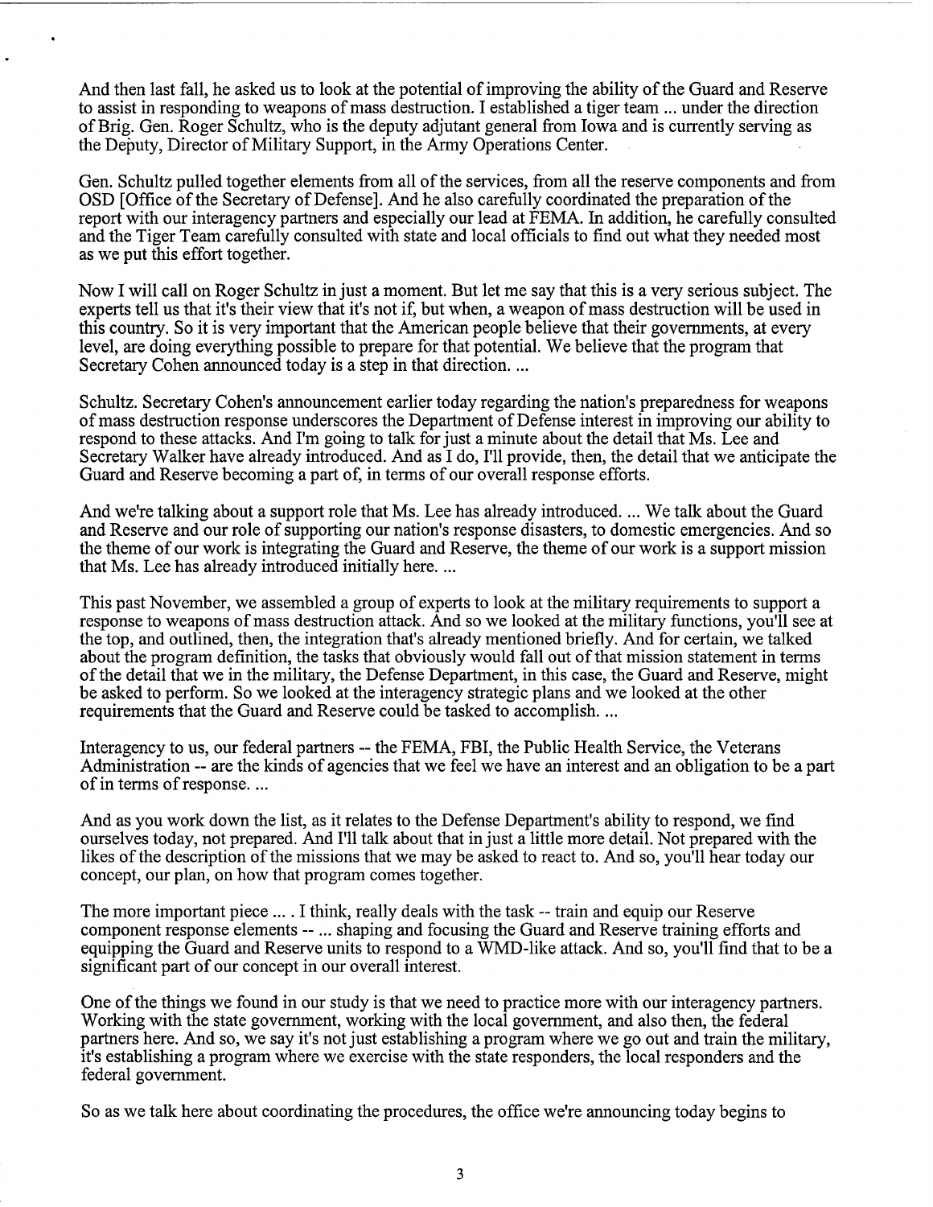And then last fall, he asked us to look at the potential of improving the ability of the Guard and Reserve to assist in responding to weapons of mass destruction. I established a tiger team ... under the direction of Brig. Gen. Roger Schultz, who is the deputy adjutant general from Iowa and is currently serving as the Deputy, Director of Military Support, in the Army Operations Center.

Gen. Schultz pulled together elements from all of the services, from all the reserve components and from OSD [Office of the Secretary of Defense]. And he also carefully coordinated the preparation of the report with our interagency partners and especially our lead at FEMA. In addition, he carefully consulted and the Tiger Team carefully consulted with state and local officials to find out what they needed most as we put this effort together.

Now I will call on Roger Schultz in just a moment. But let me say that this is a very serious subject. The experts tell us that it's their view that it's not if, but when, a weapon of mass destruction will be used in this country. So it is very important that the American people believe that their governments, at every level, are doing everything possible to prepare for that potential. We believe that the program that Secretary Cohen announced today is a step in that direction. ...

Schultz. Secretary Cohen's announcement earlier today regarding the nation's preparedness for weapons of mass destruction response underscores the Department of Defense interest in improving our ability to respond to these attacks. And I'm going to talk for just a minute about the detail that Ms. Lee and Secretary Walker have already introduced. And as I do, I'll provide, then, the detail that we anticipate the Guard and Reserve becoming a part of, in terms of our overall response efforts.

And we're talking about a support role that Ms. Lee has already introduced. ... We talk about the Guard and Reserve and our role of supporting our nation's response disasters, to domestic emergencies. And so the theme of our work is integrating the Guard and Reserve, the theme of our work is a support mission that Ms. Lee has already introduced initially here. ...

This past November, we assembled a group of experts to look at the military requirements to support a response to weapons of mass destruction attack. And so we looked at the military functions, you'll see at the top, and outlined, then, the integration that's already mentioned briefly. And for certain, we talked about the program definition, the tasks that obviously would fall out of that mission statement in terms of the detail that we in the military, the Defense Department, in this case, the Guard and Reserve, might be asked to perform. So we looked at the interagency strategic plans and we looked at the other requirements that the Guard and Reserve could be tasked to accomplish. ...

Interagency to us, our federal partners -- the FEMA, FBI, the Public Health Service, the Veterans Administration -- are the kinds of agencies that we feel we have an interest and an obligation to be a part of in terms of response. ...

And as you work down the list, as it relates to the Defense Department's ability to respond, we find ourselves today, not prepared. And I'll talk about that in just a little more detail. Not prepared with the likes of the description of the missions that we may be asked to react to. And so, you'll hear today our concept, our plan, on how that program comes together.

The more important piece ... . I think, really deals with the task -- train and equip our Reserve component response elements -- ... shaping and focusing the Guard and Reserve training efforts and equipping the Guard and Reserve units to respond to a WMD-like attack. And so, you'll find that to be a significant part of our concept in our overall interest.

One of the things we found in our study is that we need to practice more with our interagency partners. Working with the state government, working with the local government, and also then, the federal partners here. And so, we say it's not just establishing a program where we go out and train the military, it's establishing a program where we exercise with the state responders, the local responders and the federal government.

So as we talk here about coordinating the procedures, the office we're announcing today begins to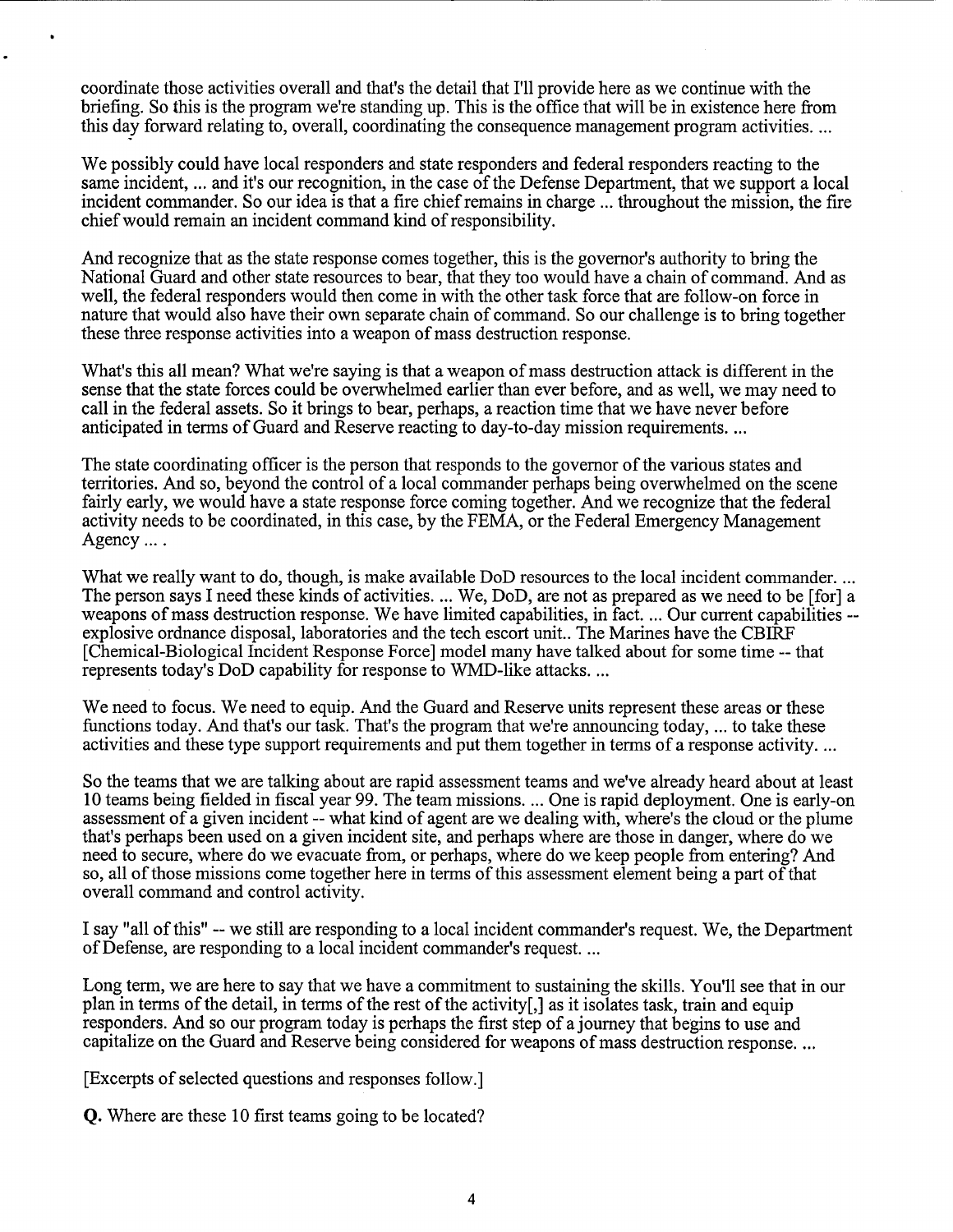coordinate those activities overall and that's the detail that I'll provide here as we continue with the briefing. So this is the program we're standing up. This is the office that will be in existence here from this day forward relating to, overall, coordinating the consequence management program activities. ...

We possibly could have local responders and state responders and federal responders reacting to the same incident, ... and it's our recognition, in the case of the Defense Department, that we support a local incident commander. So our idea is that a fire chief remains in charge ... throughout the mission, the fire chief would remain an incident command kind of responsibility.

And recognize that as the state response comes together, this is the governor's authority to bring the National Guard and other state resources to bear, that they too would have a chain of command. And as well, the federal responders would then come in with the other task force that are follow-on force in nature that would also have their own separate chain of command. So our challenge is to bring together these three response activities into a weapon of mass destruction response.

What's this all mean? What we're saying is that a weapon of mass destruction attack is different in the sense that the state forces could be overwhelmed earlier than ever before, and as well, we may need to call in the federal assets. So it brings to bear, perhaps, a reaction time that we have never before anticipated in terms of Guard and Reserve reacting to day-to-day mission requirements. ...

The state coordinating officer is the person that responds to the governor of the various states and territories. And so, beyond the control of a local commander perhaps being overwhelmed on the scene fairly early, we would have a state response force coming together. And we recognize that the federal activity needs to be coordinated, in this case, by the FEMA, or the Federal Emergency Management Agency ... .

What we really want to do, though, is make available DoD resources to the local incident commander. ... The person says I need these kinds of activities. ... We, DoD, are not as prepared as we need to be [for] a weapons of mass destruction response. We have limited capabilities, in fact. ... Our current capabilities -- explosive ordnance disposal, laboratories and the tech escort unit.. The Marines have the CBIRF [Chemical-Biological Incident Response Force] model many have talked about for some time -- that represents today's DoD capability for response to WMD-like attacks. ...

We need to focus. We need to equip. And the Guard and Reserve units represent these areas or these functions today. And that's our task. That's the program that we're announcing today, ... to take these activities and these type support requirements and put them together in terms of a response activity. ...

So the teams that we are talking about are rapid assessment teams and we've already heard about at least 10 teams being fielded in fiscal year 99. The team missions. ... One is rapid deployment. One is early-on assessment of a given incident -- what kind of agent are we dealing with, where's the cloud or the plume that's perhaps been used on a given incident site, and perhaps where are those in danger, where do we need to secure, where do we evacuate from, or perhaps, where do we keep people from entering? And so, all of those missions come together here in terms of this assessment element being a part of that overall command and control activity.

I say "all of this" -- we still are responding to a local incident commander's request. We, the Department of Defense, are responding to a local incident commander's request. ...

Long term, we are here to say that we have a commitment to sustaining the skills. You'll see that in our plan in terms of the detail, in terms of the rest of the activity[,] as it isolates task, train and equip responders. And so our program today is perhaps the first step of a journey that begins to use and capitalize on the Guard and Reserve being considered for weapons of mass destruction response. ...

[Excerpts of selected questions and responses follow.]

**Q.** Where are these 10 first teams going to be located?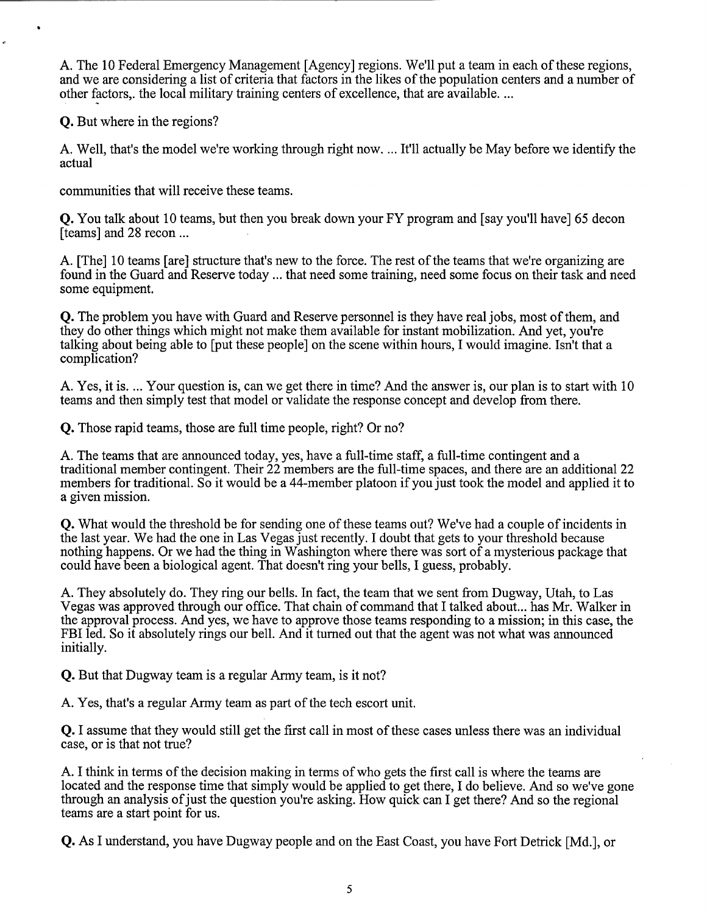A. The 10 Federal Emergency Management [Agency] regions. We'll put a team in each of these regions, and we are considering a list of criteria that factors in the likes of the population centers and a number of other factors,. the local military training centers of excellence, that are available. ...

**Q.** But where in the regions?

A. Well, that's the model we're working through right now. ... It'll actually be May before we identify the actual

communities that will receive these teams.

**Q.** You talk about 10 teams, but then you break down your FY program and [say you'll have] 65 decon [teams] and 28 recon ...

A. [The] 10 teams [are] structure that's new to the force. The rest of the teams that we're organizing are found in the Guard and Reserve today ... that need some training, need some focus on their task and need some equipment.

**Q.** The problem you have with Guard and Reserve personnel is they have real jobs, most of them, and they do other things which might not make them available for instant mobilization. And yet, you're talking about being able to [put these people] on the scene within hours, I would imagine. Isn't that a complication?

A. Yes, it is. ... Your question is, can we get there in time? And the answer is, our plan is to start with 10 teams and then simply test that model or validate the response concept and develop from there.

**Q.** Those rapid teams, those are full time people, right? Or no?

A. The teams that are announced today, yes, have a full-time staff, a full-time contingent and a traditional member contingent. Their 22 members are the full-time spaces, and there are an additional 22 members for traditional. So it would be a 44-member platoon if you just took the model and applied it to a given mission.

**Q.** What would the threshold be for sending one of these teams out? We've had a couple of incidents in the last year. We had the one in Las Vegas just recently. I doubt that gets to your threshold because nothing happens. Or we had the thing in Washington where there was sort of a mysterious package that could have been a biological agent. That doesn't ring your bells, I guess, probably.

A. They absolutely do. They ring our bells. In fact, the team that we sent from Dugway, Utah, to Las Vegas was approved through our office. That chain of command that I talked about... has Mr. Walker in the approval process. And yes, we have to approve those teams responding to a mission; in this case, the FBI led. So it absolutely rings our bell. And it turned out that the agent was not what was announced initially.

**Q.** But that Dugway team is a regular Army team, is it not?

A. Yes, that's a regular Army team as part of the tech escort unit.

**Q.** I assume that they would still get the first call in most of these cases unless there was an individual case, or is that not true?

A. I think in terms of the decision making in terms of who gets the first call is where the teams are located and the response time that simply would be applied to get there, I do believe. And so we've gone through an analysis of just the question you're asking. How quick can I get there? And so the regional teams are a start point for us.

**Q.** As I understand, you have Dugway people and on the East Coast, you have Fort Detrick [Md.], or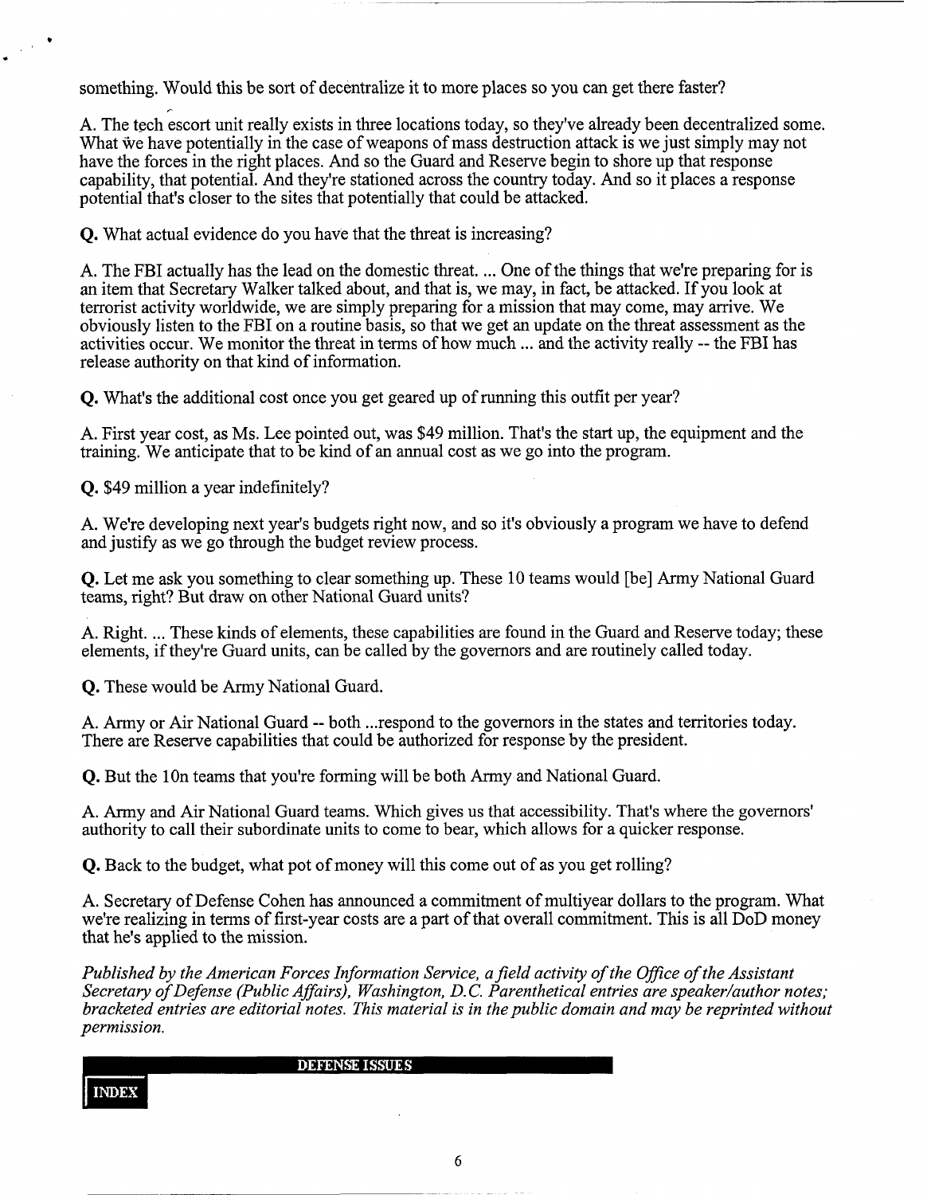something. Would this be sort of decentralize it to more places so you can get there faster?

A. The tech escort unit really exists in three locations today, so they've already been decentralized some. What we have potentially in the case of weapons of mass destruction attack is we just simply may not have the forces in the right places. And so the Guard and Reserve begin to shore up that response capability, that potential. And they're stationed across the country today. And so it places a response potential that's closer to the sites that potentially that could be attacked.

**Q.** What actual evidence do you have that the threat is increasing?

A. The FBI actually has the lead on the domestic threat. ... One of the things that we're preparing for is an item that Secretary Walker talked about, and that is, we may, in fact, be attacked. If you look at terrorist activity worldwide, we are simply preparing for a mission that may come, may arrive. We obviously listen to the FBI on a routine basis, so that we get an update on the threat assessment as the activities occur. We monitor the threat in terms of how much ... and the activity really -- the FBI has release authority on that kind of information.

**Q.** What's the additional cost once you get geared up of running this outfit per year?

A. First year cost, as Ms. Lee pointed out, was $49 million. That's the start up, the equipment and the training. We anticipate that to be kind of an annual cost as we go into the program.

**Q.** $49 million a year indefinitely?

A. We're developing next year's budgets right now, and so it's obviously a program we have to defend and justify as we go through the budget review process.

**Q.** Let me ask you something to clear something up. These 10 teams would [be] Army National Guard teams, right? But draw on other National Guard units?

A. Right. ... These kinds of elements, these capabilities are found in the Guard and Reserve today; these elements, if they're Guard units, can be called by the governors and are routinely called today.

**Q.** These would be Army National Guard.

A. Army or Air National Guard -- both ...respond to the governors in the states and territories today. There are Reserve capabilities that could be authorized for response by the president.

**Q.** But the 10n teams that you're forming will be both Army and National Guard.

A. Army and Air National Guard teams. Which gives us that accessibility. That's where the governors' authority to call their subordinate units to come to bear, which allows for a quicker response.

**Q.** Back to the budget, what pot of money will this come out of as you get rolling?

A. Secretary of Defense Cohen has announced a commitment of multiyear dollars to the program. What we're realizing in terms of first-year costs are a part of that overall commitment. This is all DoD money that he's applied to the mission.

*Published by the American Forces Information Service, a field activity of the Office of the Assistant Secretary of Defense (Public Affairs), Washington, D.C. Parenthetical entries are speaker/author notes; bracketed entries are editorial notes. This material is in the public domain and may be reprinted without permission.*

**DEFENSE ISSUES**

**INDEX**